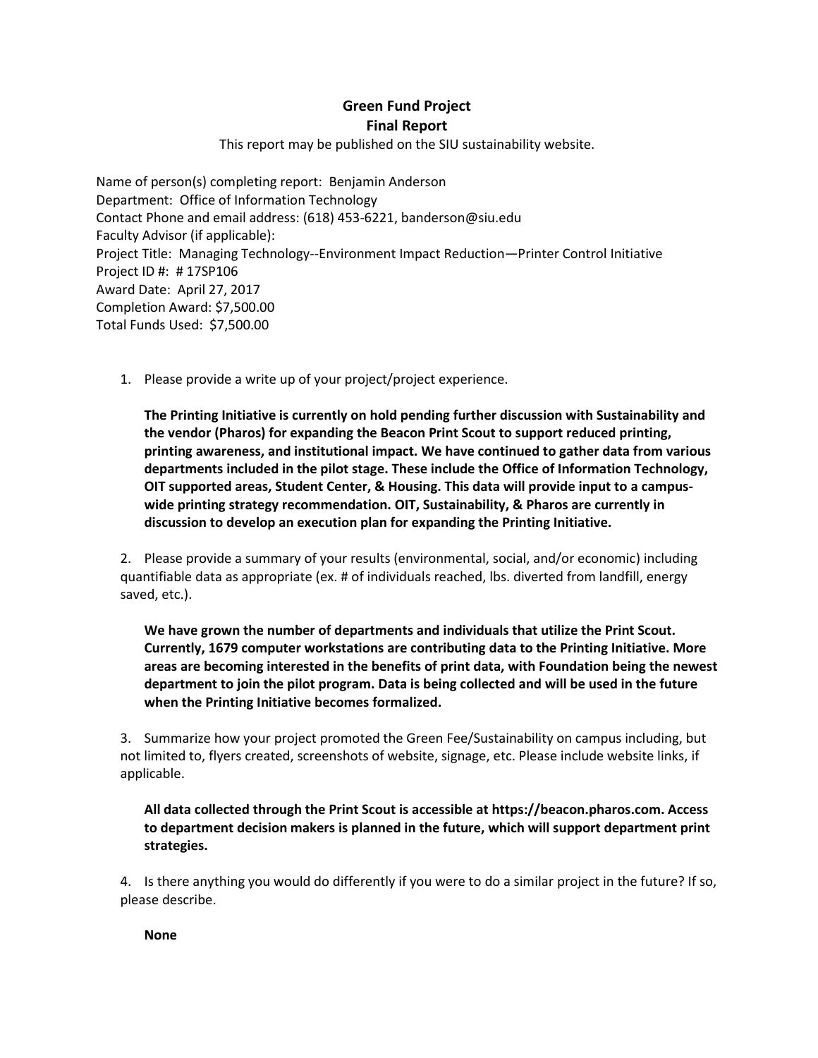# Green Fund Project
## Final Report

This report may be published on the SIU sustainability website.

Name of person(s) completing report: Benjamin Anderson
Department: Office of Information Technology
Contact Phone and email address: (618) 453-6221, banderson@siu.edu
Faculty Advisor (if applicable):
Project Title: Managing Technology--Environment Impact Reduction—Printer Control Initiative
Project ID #: # 17SP106
Award Date: April 27, 2017
Completion Award: $7,500.00
Total Funds Used: $7,500.00

1. Please provide a write up of your project/project experience.

   **The Printing Initiative is currently on hold pending further discussion with Sustainability and the vendor (Pharos) for expanding the Beacon Print Scout to support reduced printing, printing awareness, and institutional impact. We have continued to gather data from various departments included in the pilot stage. These include the Office of Information Technology, OIT supported areas, Student Center, & Housing. This data will provide input to a campus-wide printing strategy recommendation. OIT, Sustainability, & Pharos are currently in discussion to develop an execution plan for expanding the Printing Initiative.**

2. Please provide a summary of your results (environmental, social, and/or economic) including quantifiable data as appropriate (ex. # of individuals reached, lbs. diverted from landfill, energy saved, etc.).

   **We have grown the number of departments and individuals that utilize the Print Scout. Currently, 1679 computer workstations are contributing data to the Printing Initiative. More areas are becoming interested in the benefits of print data, with Foundation being the newest department to join the pilot program. Data is being collected and will be used in the future when the Printing Initiative becomes formalized.**

3. Summarize how your project promoted the Green Fee/Sustainability on campus including, but not limited to, flyers created, screenshots of website, signage, etc. Please include website links, if applicable.

   **All data collected through the Print Scout is accessible at https://beacon.pharos.com. Access to department decision makers is planned in the future, which will support department print strategies.**

4. Is there anything you would do differently if you were to do a similar project in the future? If so, please describe.

   **None**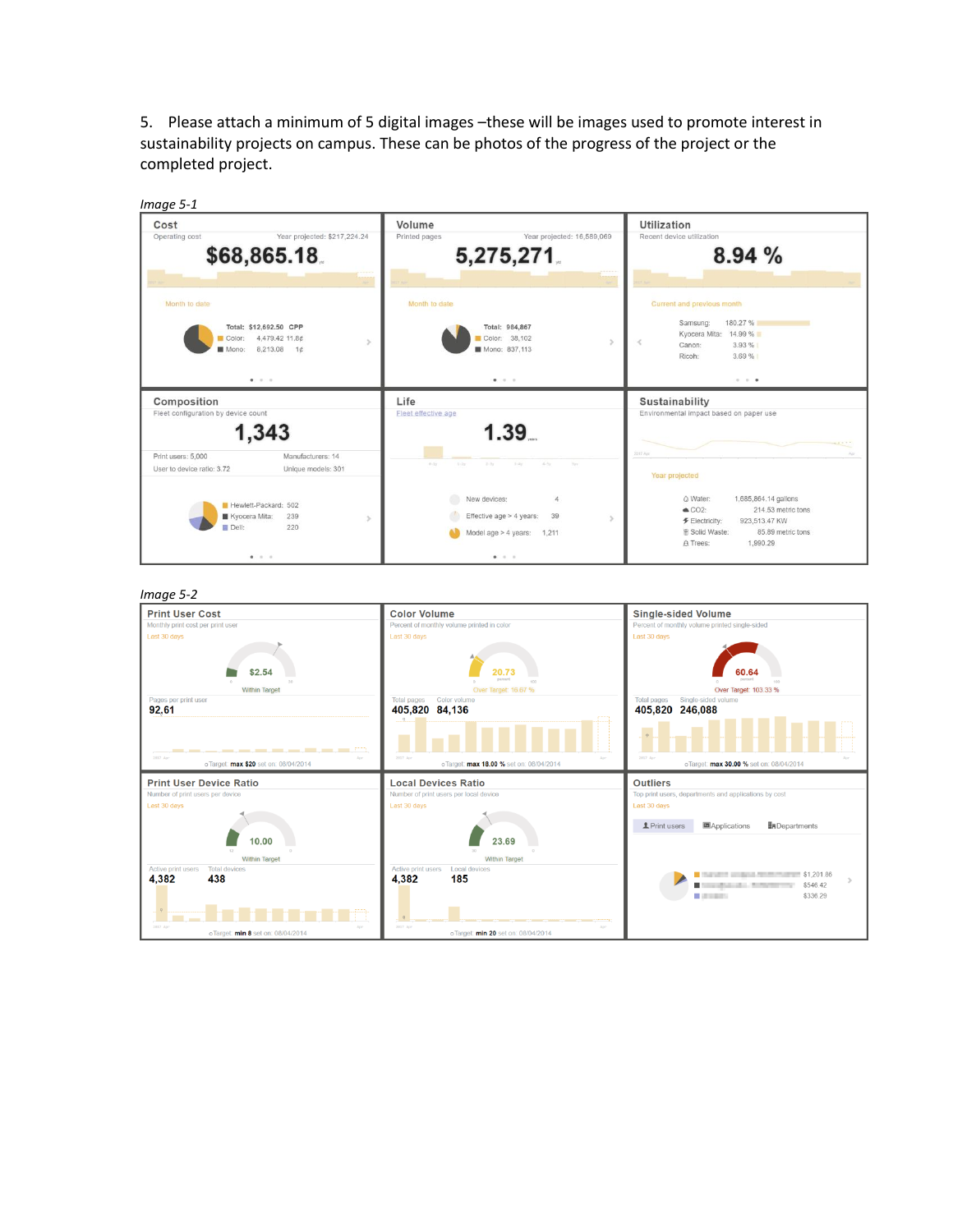5. Please attach a minimum of 5 digital images –these will be images used to promote interest in sustainability projects on campus. These can be photos of the progress of the project or the completed project.

*Image 5-1*

**Cost**
Operating cost — Year projected: $217,224.24

$68,865.18

Month to date
Total: $12,692.50 CPP
Color: 4,479.42 11.8¢
Mono: 8,213.08 1¢

**Volume**
Printed pages — Year projected: 16,589,069

5,275,271

Month to date
Total: 984,867
Color: 38,102
Mono: 837,113

**Utilization**
Recent device utilization

8.94 %

Current and previous month
Samsung: 180.27 %
Kyocera Mita: 14.99 %
Canon: 3.93 %
Ricoh: 3.69 %

**Composition**
Fleet configuration by device count

1,343

Print users: 5,000 — Manufacturers: 14
User to device ratio: 3.72 — Unique models: 301

Hewlett-Packard: 502
Kyocera Mita: 239
Dell: 220

**Life**
Fleet effective age

1.39

New devices: 4
Effective age > 4 years: 39
Model age > 4 years: 1,211

**Sustainability**
Environmental impact based on paper use

Year projected
Water: 1,685,864.14 gallons
$CO_2$: 214.53 metric tons
Electricity: 923,513.47 KW
Solid Waste: 85.89 metric tons
Trees: 1,990.29

*Image 5-2*

**Print User Cost**
Monthly print cost per print user
Last 30 days
$2.54
Within Target
Pages per print user
92,61
Target: max $20 set on: 08/04/2014

**Color Volume**
Percent of monthly volume printed in color
Last 30 days
20.73
Over Target: 16.67 %
Total pages: 405,820 — Color volume: 84,136
Target: max 18.00 % set on: 08/04/2014

**Single-sided Volume**
Percent of monthly volume printed single-sided
Last 30 days
60.64
Over Target: 103.33 %
Total pages: 405,820 — Single-sided volume: 246,088
Target: max 30.00 % set on: 08/04/2014

**Print User Device Ratio**
Number of print users per device
Last 30 days
10.00
Within Target
Active print users: 4,382 — Total devices: 438
Target: min 8 set on: 08/04/2014

**Local Devices Ratio**
Number of print users per local device
Last 30 days
23.69
Within Target
Active print users: 4,382 — Local devices: 185
Target: min 20 set on: 08/04/2014

**Outliers**
Top print users, departments and applications by cost
Last 30 days
Print users | Applications | Departments
$1,201.86
$546.42
$336.29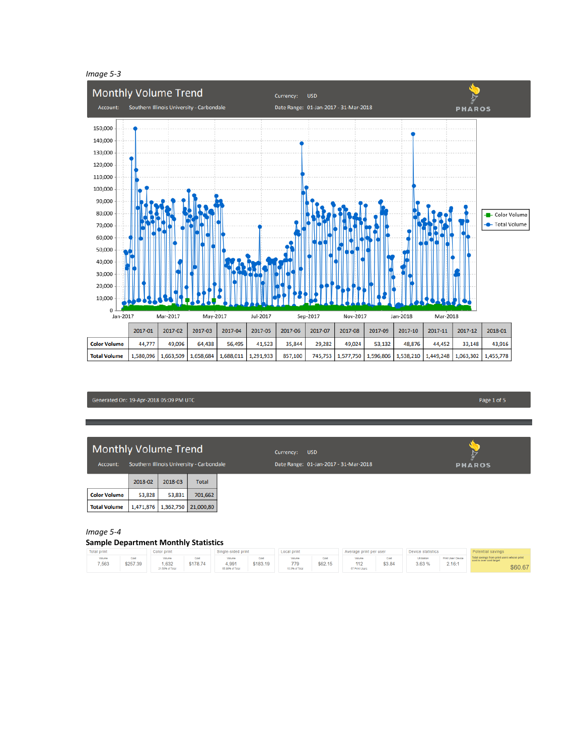*Image 5-3*

## Monthly Volume Trend

Account: Southern Illinois University - Carbondale

Currency: USD

Date Range: 01-Jan-2017 - 31-Mar-2018

PHAROS

|  | 2017-01 | 2017-02 | 2017-03 | 2017-04 | 2017-05 | 2017-06 | 2017-07 | 2017-08 | 2017-09 | 2017-10 | 2017-11 | 2017-12 | 2018-01 |
|---|---|---|---|---|---|---|---|---|---|---|---|---|---|
| **Color Volume** | 44,777 | 49,096 | 64,438 | 56,495 | 41,523 | 35,844 | 29,282 | 49,024 | 53,132 | 48,876 | 44,452 | 33,148 | 43,916 |
| **Total Volume** | 1,580,096 | 1,663,509 | 1,658,684 | 1,688,011 | 1,291,933 | 857,100 | 745,753 | 1,577,750 | 1,596,806 | 1,538,210 | 1,449,248 | 1,063,302 | 1,455,778 |

Generated On: 19-Apr-2018 05:09 PM UTC

## Monthly Volume Trend

Account: Southern Illinois University - Carbondale

Currency: USD

Date Range: 01-Jan-2017 - 31-Mar-2018

PHAROS

|  | 2018-02 | 2018-03 | Total |
|---|---|---|---|
| **Color Volume** | 53,828 | 53,831 | 701,662 |
| **Total Volume** | 1,471,876 | 1,362,750 | 21,000,80 |

*Image 5-4*

**Sample Department Monthly Statistics**

| Total print |  | Color print |  | Single-sided print |  | Local print |  | Average print per user |  | Device statistics |  | Potential savings |
|---|---|---|---|---|---|---|---|---|---|---|---|---|
| Volume | Cost | Volume | Cost | Volume | Cost | Volume | Cost | Volume | Cost | Utilization | Print User: Device | Total savings from print users whose print cost is over cost target |
| 7,563 | $257.39 | 1,632 (21.58% of Total) | $178.74 | 4,991 (65.99% of Total) | $183.19 | 779 (10.3% of Total) | $62.15 | 112 (67 Print Users) | $3.84 | 3.63 % | 2.16:1 | $60.67 |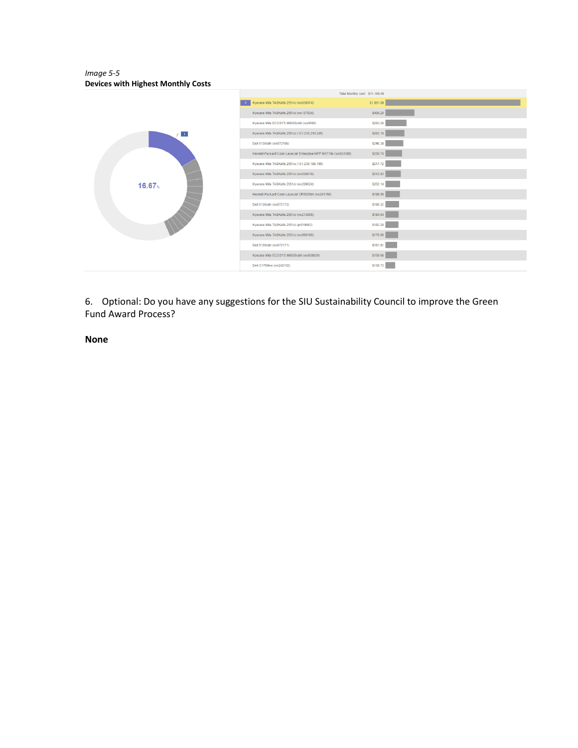*Image 5-5*

**Devices with Highest Monthly Costs**

16.67%

Total Monthly cost: $11,169.09

1 Kyocera Mita TASKalfa 2551ci (ws026074) $1,851.89

Kyocera Mita TASKalfa 2551ci (ws137034) $400.20

Kyocera Mita ECOSYS M6535cidn (ws0006) $293.28

Kyocera Mita TASKalfa 2551ci (131.230.210.245) $262.19

Dell 5130cdn (ws072166) $246.39

Hewlett-Packard Color LaserJet Enterprise MFP M577dn (ws024189) $230.74

Kyocera Mita TASKalfa 2551ci (131.230.188.190) $217.72

Kyocera Mita TASKalfa 2551ci (ws038019) $212.83

Kyocera Mita TASKalfa 2551ci (ws208024) $202.14

Hewlett-Packard Color LaserJet CP2025dn (ws241156) $198.56

Dell 5130cdn (ws072173) $190.32

Kyocera Mita TASKalfa 2551ci (ws213006) $184.04

Kyocera Mita TASKalfa 2551ci (pr019092) $182.26

Kyocera Mita TASKalfa 2551ci (ws090196) $176.96

Dell 5130cdn (ws072171) $161.81

Kyocera Mita ECOSYS M6535cidn (ws038039) $159.66

Dell C1760nw (ws242102) $136.72

6. Optional: Do you have any suggestions for the SIU Sustainability Council to improve the Green Fund Award Process?

**None**